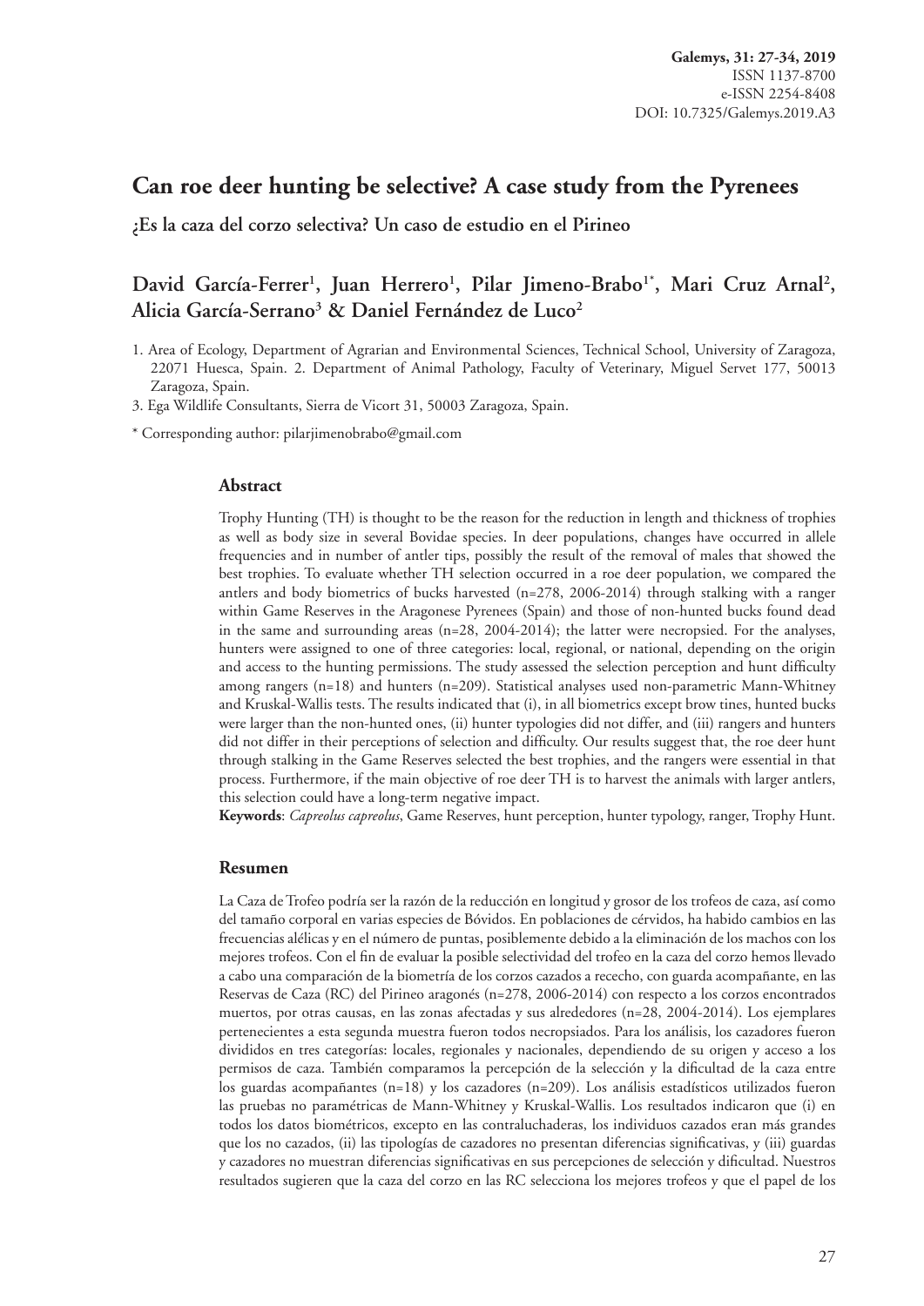# Can roe deer hunting be selective? A case study from the Pyrenees

**¿Es la caza del corzo selectiva? Un caso de estudio en el Pirineo**

**David García-Ferrer[1], Juan Herrero[1], Pilar Jimeno-Brabo[1*], Mari Cruz Arnal[2], Alicia García-Serrano[3] & Daniel Fernández de Luco[2]**

1. Area of Ecology, Department of Agrarian and Environmental Sciences, Technical School, University of Zaragoza, 22071 Huesca, Spain. 2. Department of Animal Pathology, Faculty of Veterinary, Miguel Servet 177, 50013 Zaragoza, Spain.
3. Ega Wildlife Consultants, Sierra de Vicort 31, 50003 Zaragoza, Spain.

* Corresponding author: pilarjimenobrabo@gmail.com

## Abstract

Trophy Hunting (TH) is thought to be the reason for the reduction in length and thickness of trophies as well as body size in several Bovidae species. In deer populations, changes have occurred in allele frequencies and in number of antler tips, possibly the result of the removal of males that showed the best trophies. To evaluate whether TH selection occurred in a roe deer population, we compared the antlers and body biometrics of bucks harvested (n=278, 2006-2014) through stalking with a ranger within Game Reserves in the Aragonese Pyrenees (Spain) and those of non-hunted bucks found dead in the same and surrounding areas (n=28, 2004-2014); the latter were necropsied. For the analyses, hunters were assigned to one of three categories: local, regional, or national, depending on the origin and access to the hunting permissions. The study assessed the selection perception and hunt difficulty among rangers (n=18) and hunters (n=209). Statistical analyses used non-parametric Mann-Whitney and Kruskal-Wallis tests. The results indicated that (i), in all biometrics except brow tines, hunted bucks were larger than the non-hunted ones, (ii) hunter typologies did not differ, and (iii) rangers and hunters did not differ in their perceptions of selection and difficulty. Our results suggest that, the roe deer hunt through stalking in the Game Reserves selected the best trophies, and the rangers were essential in that process. Furthermore, if the main objective of roe deer TH is to harvest the animals with larger antlers, this selection could have a long-term negative impact.

**Keywords**: *Capreolus capreolus*, Game Reserves, hunt perception, hunter typology, ranger, Trophy Hunt.

## Resumen

La Caza de Trofeo podría ser la razón de la reducción en longitud y grosor de los trofeos de caza, así como del tamaño corporal en varias especies de Bóvidos. En poblaciones de cérvidos, ha habido cambios en las frecuencias alélicas y en el número de puntas, posiblemente debido a la eliminación de los machos con los mejores trofeos. Con el fin de evaluar la posible selectividad del trofeo en la caza del corzo hemos llevado a cabo una comparación de la biometría de los corzos cazados a rececho, con guarda acompañante, en las Reservas de Caza (RC) del Pirineo aragonés (n=278, 2006-2014) con respecto a los corzos encontrados muertos, por otras causas, en las zonas afectadas y sus alrededores (n=28, 2004-2014). Los ejemplares pertenecientes a esta segunda muestra fueron todos necropsiados. Para los análisis, los cazadores fueron divididos en tres categorías: locales, regionales y nacionales, dependiendo de su origen y acceso a los permisos de caza. También comparamos la percepción de la selección y la dificultad de la caza entre los guardas acompañantes (n=18) y los cazadores (n=209). Los análisis estadísticos utilizados fueron las pruebas no paramétricas de Mann-Whitney y Kruskal-Wallis. Los resultados indicaron que (i) en todos los datos biométricos, excepto en las contraluchaderas, los individuos cazados eran más grandes que los no cazados, (ii) las tipologías de cazadores no presentan diferencias significativas, y (iii) guardas y cazadores no muestran diferencias significativas en sus percepciones de selección y dificultad. Nuestros resultados sugieren que la caza del corzo en las RC selecciona los mejores trofeos y que el papel de los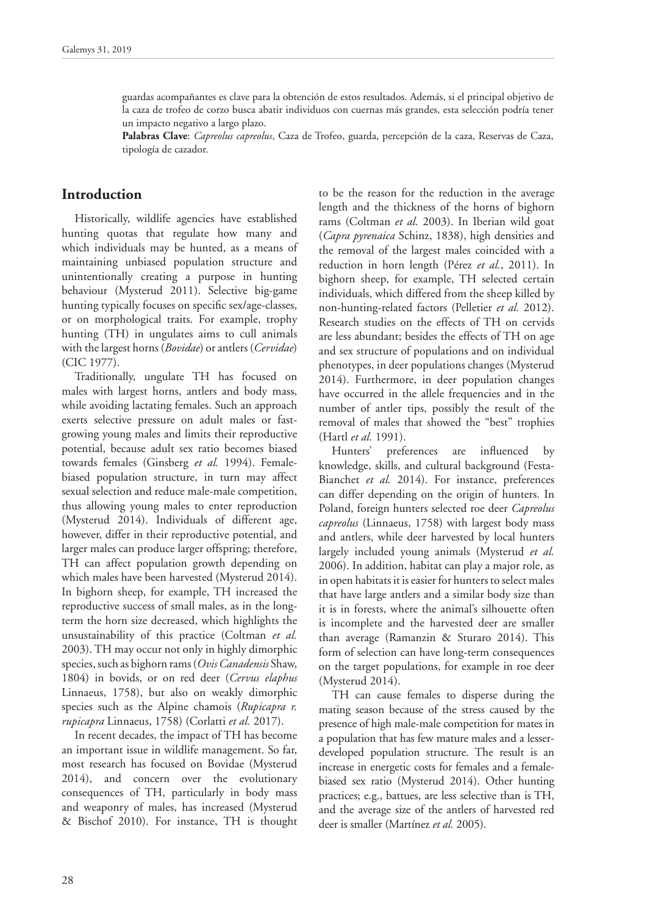guardas acompañantes es clave para la obtención de estos resultados. Además, si el principal objetivo de la caza de trofeo de corzo busca abatir individuos con cuernas más grandes, esta selección podría tener un impacto negativo a largo plazo.

**Palabras Clave**: *Capreolus capreolus*, Caza de Trofeo, guarda, percepción de la caza, Reservas de Caza, tipología de cazador.

## Introduction

Historically, wildlife agencies have established hunting quotas that regulate how many and which individuals may be hunted, as a means of maintaining unbiased population structure and unintentionally creating a purpose in hunting behaviour (Mysterud 2011). Selective big-game hunting typically focuses on specific sex/age-classes, or on morphological traits. For example, trophy hunting (TH) in ungulates aims to cull animals with the largest horns (*Bovidae*) or antlers (*Cervidae*) (CIC 1977).

Traditionally, ungulate TH has focused on males with largest horns, antlers and body mass, while avoiding lactating females. Such an approach exerts selective pressure on adult males or fast-growing young males and limits their reproductive potential, because adult sex ratio becomes biased towards females (Ginsberg *et al.* 1994). Female-biased population structure, in turn may affect sexual selection and reduce male-male competition, thus allowing young males to enter reproduction (Mysterud 2014). Individuals of different age, however, differ in their reproductive potential, and larger males can produce larger offspring; therefore, TH can affect population growth depending on which males have been harvested (Mysterud 2014). In bighorn sheep, for example, TH increased the reproductive success of small males, as in the long-term the horn size decreased, which highlights the unsustainability of this practice (Coltman *et al.* 2003). TH may occur not only in highly dimorphic species, such as bighorn rams (*Ovis Canadensis* Shaw, 1804) in bovids, or on red deer (*Cervus elaphus* Linnaeus, 1758), but also on weakly dimorphic species such as the Alpine chamois (*Rupicapra r. rupicapra* Linnaeus, 1758) (Corlatti *et al.* 2017).

In recent decades, the impact of TH has become an important issue in wildlife management. So far, most research has focused on Bovidae (Mysterud 2014), and concern over the evolutionary consequences of TH, particularly in body mass and weaponry of males, has increased (Mysterud & Bischof 2010). For instance, TH is thought to be the reason for the reduction in the average length and the thickness of the horns of bighorn rams (Coltman *et al.* 2003). In Iberian wild goat (*Capra pyrenaica* Schinz, 1838), high densities and the removal of the largest males coincided with a reduction in horn length (Pérez *et al.*, 2011). In bighorn sheep, for example, TH selected certain individuals, which differed from the sheep killed by non-hunting-related factors (Pelletier *et al.* 2012). Research studies on the effects of TH on cervids are less abundant; besides the effects of TH on age and sex structure of populations and on individual phenotypes, in deer populations changes (Mysterud 2014). Furthermore, in deer population changes have occurred in the allele frequencies and in the number of antler tips, possibly the result of the removal of males that showed the "best" trophies (Hartl *et al.* 1991).

Hunters' preferences are influenced by knowledge, skills, and cultural background (Festa-Bianchet *et al.* 2014). For instance, preferences can differ depending on the origin of hunters. In Poland, foreign hunters selected roe deer *Capreolus capreolus* (Linnaeus, 1758) with largest body mass and antlers, while deer harvested by local hunters largely included young animals (Mysterud *et al.* 2006). In addition, habitat can play a major role, as in open habitats it is easier for hunters to select males that have large antlers and a similar body size than it is in forests, where the animal's silhouette often is incomplete and the harvested deer are smaller than average (Ramanzin & Sturaro 2014). This form of selection can have long-term consequences on the target populations, for example in roe deer (Mysterud 2014).

TH can cause females to disperse during the mating season because of the stress caused by the presence of high male-male competition for mates in a population that has few mature males and a lesser-developed population structure. The result is an increase in energetic costs for females and a female-biased sex ratio (Mysterud 2014). Other hunting practices; e.g., battues, are less selective than is TH, and the average size of the antlers of harvested red deer is smaller (Martínez *et al.* 2005).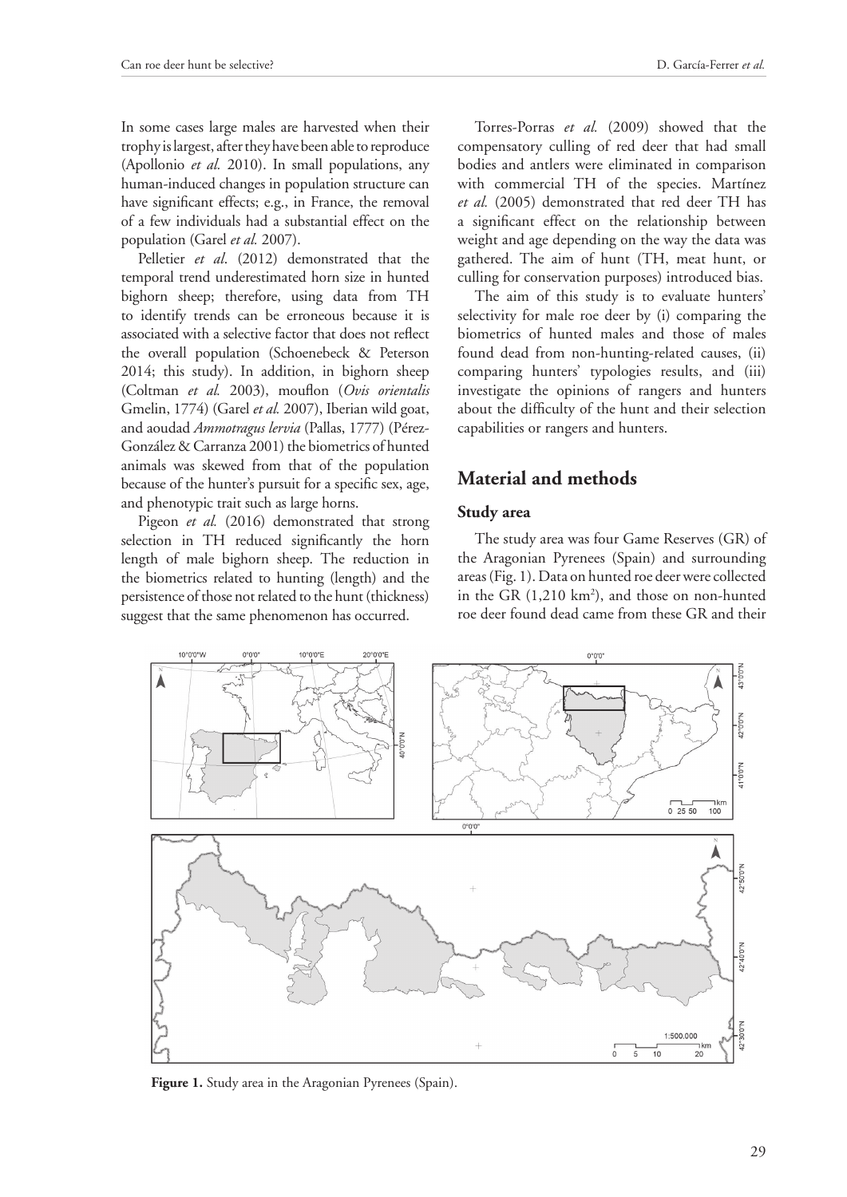In some cases large males are harvested when their trophy is largest, after they have been able to reproduce (Apollonio *et al.* 2010). In small populations, any human-induced changes in population structure can have significant effects; e.g., in France, the removal of a few individuals had a substantial effect on the population (Garel *et al.* 2007).

Pelletier *et al*. (2012) demonstrated that the temporal trend underestimated horn size in hunted bighorn sheep; therefore, using data from TH to identify trends can be erroneous because it is associated with a selective factor that does not reflect the overall population (Schoenebeck & Peterson 2014; this study). In addition, in bighorn sheep (Coltman *et al.* 2003), mouflon (*Ovis orientalis* Gmelin, 1774) (Garel *et al.* 2007), Iberian wild goat, and aoudad *Ammotragus lervia* (Pallas, 1777) (Pérez-González & Carranza 2001) the biometrics of hunted animals was skewed from that of the population because of the hunter's pursuit for a specific sex, age, and phenotypic trait such as large horns.

Pigeon *et al.* (2016) demonstrated that strong selection in TH reduced significantly the horn length of male bighorn sheep. The reduction in the biometrics related to hunting (length) and the persistence of those not related to the hunt (thickness) suggest that the same phenomenon has occurred.

Torres-Porras *et al.* (2009) showed that the compensatory culling of red deer that had small bodies and antlers were eliminated in comparison with commercial TH of the species. Martínez *et al.* (2005) demonstrated that red deer TH has a significant effect on the relationship between weight and age depending on the way the data was gathered. The aim of hunt (TH, meat hunt, or culling for conservation purposes) introduced bias.

The aim of this study is to evaluate hunters' selectivity for male roe deer by (i) comparing the biometrics of hunted males and those of males found dead from non-hunting-related causes, (ii) comparing hunters' typologies results, and (iii) investigate the opinions of rangers and hunters about the difficulty of the hunt and their selection capabilities or rangers and hunters.

## Material and methods

### Study area

The study area was four Game Reserves (GR) of the Aragonian Pyrenees (Spain) and surrounding areas (Fig. 1). Data on hunted roe deer were collected in the GR (1,210 km$^2$), and those on non-hunted roe deer found dead came from these GR and their

**Figure 1.** Study area in the Aragonian Pyrenees (Spain).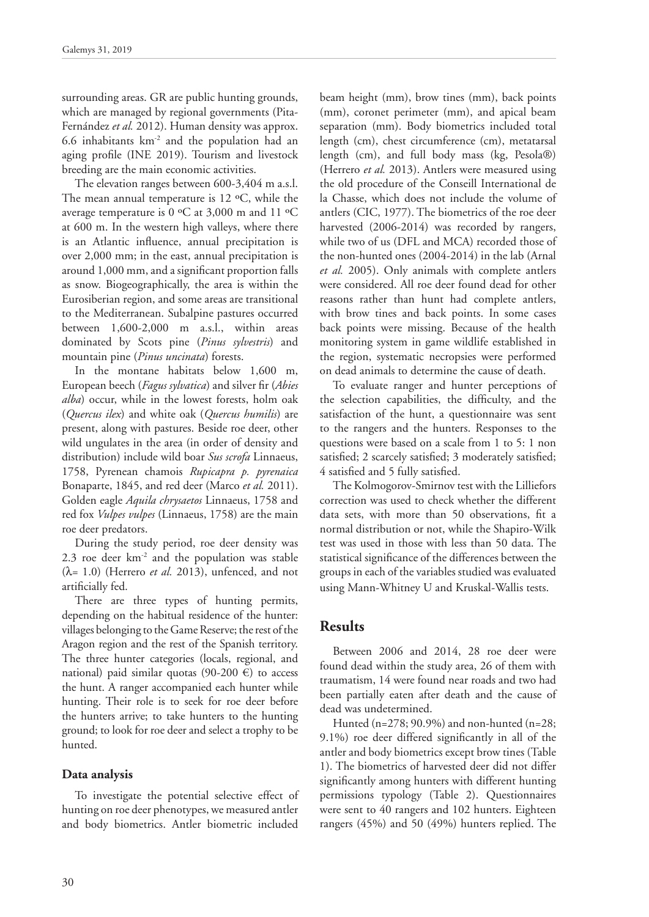surrounding areas. GR are public hunting grounds, which are managed by regional governments (Pita-Fernández *et al.* 2012). Human density was approx. 6.6 inhabitants km$^{-2}$ and the population had an aging profile (INE 2019). Tourism and livestock breeding are the main economic activities.

The elevation ranges between 600-3,404 m a.s.l. The mean annual temperature is 12 ºC, while the average temperature is 0 ºC at 3,000 m and 11 ºC at 600 m. In the western high valleys, where there is an Atlantic influence, annual precipitation is over 2,000 mm; in the east, annual precipitation is around 1,000 mm, and a significant proportion falls as snow. Biogeographically, the area is within the Eurosiberian region, and some areas are transitional to the Mediterranean. Subalpine pastures occurred between 1,600-2,000 m a.s.l., within areas dominated by Scots pine (*Pinus sylvestris*) and mountain pine (*Pinus uncinata*) forests.

In the montane habitats below 1,600 m, European beech (*Fagus sylvatica*) and silver fir (*Abies alba*) occur, while in the lowest forests, holm oak (*Quercus ilex*) and white oak (*Quercus humilis*) are present, along with pastures. Beside roe deer, other wild ungulates in the area (in order of density and distribution) include wild boar *Sus scrofa* Linnaeus, 1758, Pyrenean chamois *Rupicapra p. pyrenaica* Bonaparte, 1845, and red deer (Marco *et al.* 2011). Golden eagle *Aquila chrysaetos* Linnaeus, 1758 and red fox *Vulpes vulpes* (Linnaeus, 1758) are the main roe deer predators.

During the study period, roe deer density was 2.3 roe deer km$^{-2}$ and the population was stable ($\lambda$= 1.0) (Herrero *et al.* 2013), unfenced, and not artificially fed.

There are three types of hunting permits, depending on the habitual residence of the hunter: villages belonging to the Game Reserve; the rest of the Aragon region and the rest of the Spanish territory. The three hunter categories (locals, regional, and national) paid similar quotas (90-200 €) to access the hunt. A ranger accompanied each hunter while hunting. Their role is to seek for roe deer before the hunters arrive; to take hunters to the hunting ground; to look for roe deer and select a trophy to be hunted.

### Data analysis

To investigate the potential selective effect of hunting on roe deer phenotypes, we measured antler and body biometrics. Antler biometric included beam height (mm), brow tines (mm), back points (mm), coronet perimeter (mm), and apical beam separation (mm). Body biometrics included total length (cm), chest circumference (cm), metatarsal length (cm), and full body mass (kg, Pesola®) (Herrero *et al.* 2013). Antlers were measured using the old procedure of the Conseill International de la Chasse, which does not include the volume of antlers (CIC, 1977). The biometrics of the roe deer harvested (2006-2014) was recorded by rangers, while two of us (DFL and MCA) recorded those of the non-hunted ones (2004-2014) in the lab (Arnal *et al.* 2005). Only animals with complete antlers were considered. All roe deer found dead for other reasons rather than hunt had complete antlers, with brow tines and back points. In some cases back points were missing. Because of the health monitoring system in game wildlife established in the region, systematic necropsies were performed on dead animals to determine the cause of death.

To evaluate ranger and hunter perceptions of the selection capabilities, the difficulty, and the satisfaction of the hunt, a questionnaire was sent to the rangers and the hunters. Responses to the questions were based on a scale from 1 to 5: 1 non satisfied; 2 scarcely satisfied; 3 moderately satisfied; 4 satisfied and 5 fully satisfied.

The Kolmogorov-Smirnov test with the Lilliefors correction was used to check whether the different data sets, with more than 50 observations, fit a normal distribution or not, while the Shapiro-Wilk test was used in those with less than 50 data. The statistical significance of the differences between the groups in each of the variables studied was evaluated using Mann-Whitney U and Kruskal-Wallis tests.

## Results

Between 2006 and 2014, 28 roe deer were found dead within the study area, 26 of them with traumatism, 14 were found near roads and two had been partially eaten after death and the cause of dead was undetermined.

Hunted (n=278; 90.9%) and non-hunted (n=28; 9.1%) roe deer differed significantly in all of the antler and body biometrics except brow tines (Table 1). The biometrics of harvested deer did not differ significantly among hunters with different hunting permissions typology (Table 2). Questionnaires were sent to 40 rangers and 102 hunters. Eighteen rangers (45%) and 50 (49%) hunters replied. The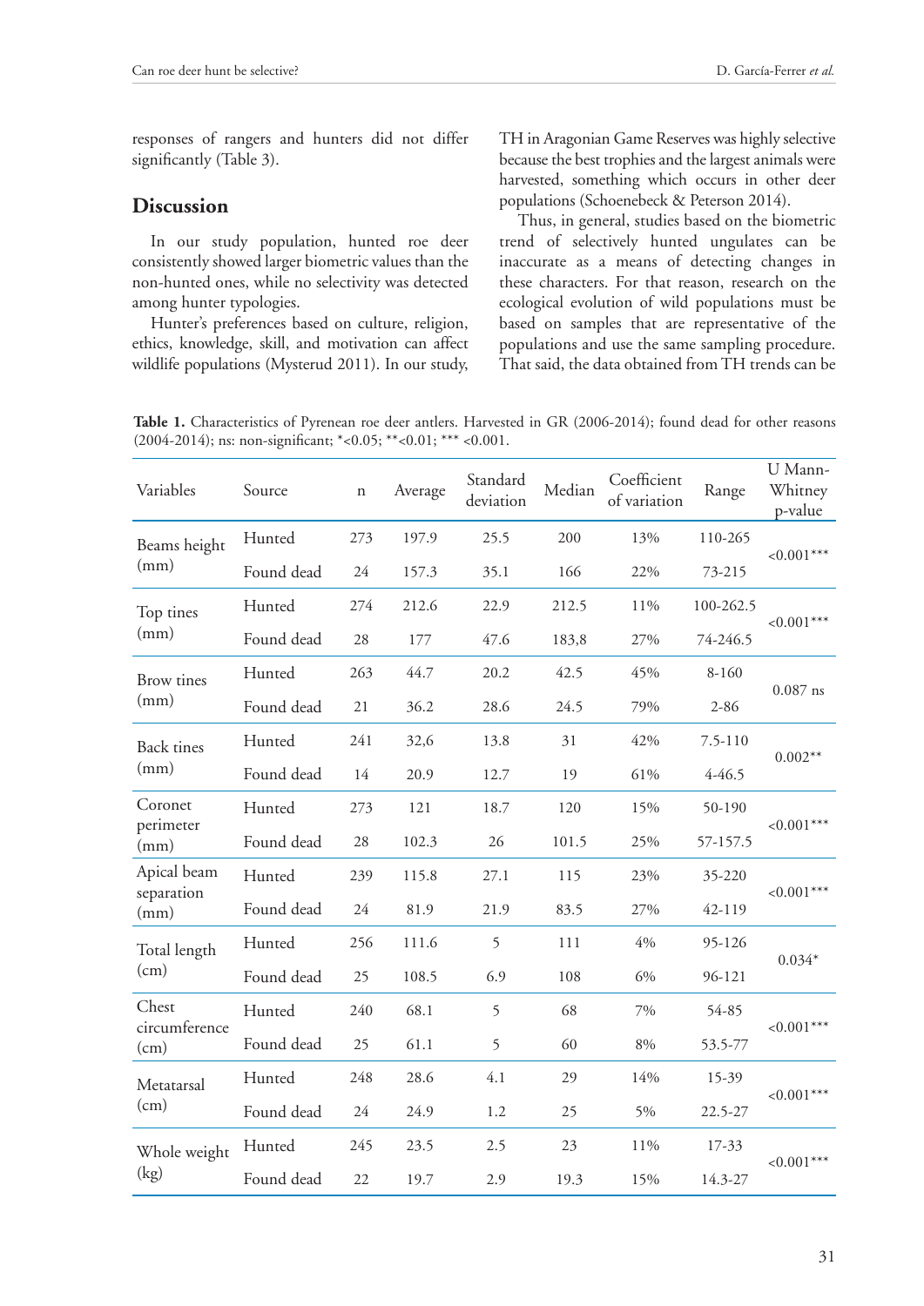responses of rangers and hunters did not differ significantly (Table 3).

## Discussion

In our study population, hunted roe deer consistently showed larger biometric values than the non-hunted ones, while no selectivity was detected among hunter typologies.

Hunter's preferences based on culture, religion, ethics, knowledge, skill, and motivation can affect wildlife populations (Mysterud 2011). In our study, TH in Aragonian Game Reserves was highly selective because the best trophies and the largest animals were harvested, something which occurs in other deer populations (Schoenebeck & Peterson 2014).

Thus, in general, studies based on the biometric trend of selectively hunted ungulates can be inaccurate as a means of detecting changes in these characters. For that reason, research on the ecological evolution of wild populations must be based on samples that are representative of the populations and use the same sampling procedure. That said, the data obtained from TH trends can be

**Table 1.** Characteristics of Pyrenean roe deer antlers. Harvested in GR (2006-2014); found dead for other reasons (2004-2014); ns: non-significant; *<0.05; **<0.01; *** <0.001.

| Variables | Source | n | Average | Standard deviation | Median | Coefficient of variation | Range | U Mann-Whitney p-value |
|---|---|---|---|---|---|---|---|---|
| Beams height (mm) | Hunted | 273 | 197.9 | 25.5 | 200 | 13% | 110-265 | <0.001*** |
| | Found dead | 24 | 157.3 | 35.1 | 166 | 22% | 73-215 | |
| Top tines (mm) | Hunted | 274 | 212.6 | 22.9 | 212.5 | 11% | 100-262.5 | <0.001*** |
| | Found dead | 28 | 177 | 47.6 | 183,8 | 27% | 74-246.5 | |
| Brow tines (mm) | Hunted | 263 | 44.7 | 20.2 | 42.5 | 45% | 8-160 | 0.087 ns |
| | Found dead | 21 | 36.2 | 28.6 | 24.5 | 79% | 2-86 | |
| Back tines (mm) | Hunted | 241 | 32,6 | 13.8 | 31 | 42% | 7.5-110 | 0.002** |
| | Found dead | 14 | 20.9 | 12.7 | 19 | 61% | 4-46.5 | |
| Coronet perimeter (mm) | Hunted | 273 | 121 | 18.7 | 120 | 15% | 50-190 | <0.001*** |
| | Found dead | 28 | 102.3 | 26 | 101.5 | 25% | 57-157.5 | |
| Apical beam separation (mm) | Hunted | 239 | 115.8 | 27.1 | 115 | 23% | 35-220 | <0.001*** |
| | Found dead | 24 | 81.9 | 21.9 | 83.5 | 27% | 42-119 | |
| Total length (cm) | Hunted | 256 | 111.6 | 5 | 111 | 4% | 95-126 | 0.034* |
| | Found dead | 25 | 108.5 | 6.9 | 108 | 6% | 96-121 | |
| Chest circumference (cm) | Hunted | 240 | 68.1 | 5 | 68 | 7% | 54-85 | <0.001*** |
| | Found dead | 25 | 61.1 | 5 | 60 | 8% | 53.5-77 | |
| Metatarsal (cm) | Hunted | 248 | 28.6 | 4.1 | 29 | 14% | 15-39 | <0.001*** |
| | Found dead | 24 | 24.9 | 1.2 | 25 | 5% | 22.5-27 | |
| Whole weight (kg) | Hunted | 245 | 23.5 | 2.5 | 23 | 11% | 17-33 | <0.001*** |
| | Found dead | 22 | 19.7 | 2.9 | 19.3 | 15% | 14.3-27 | |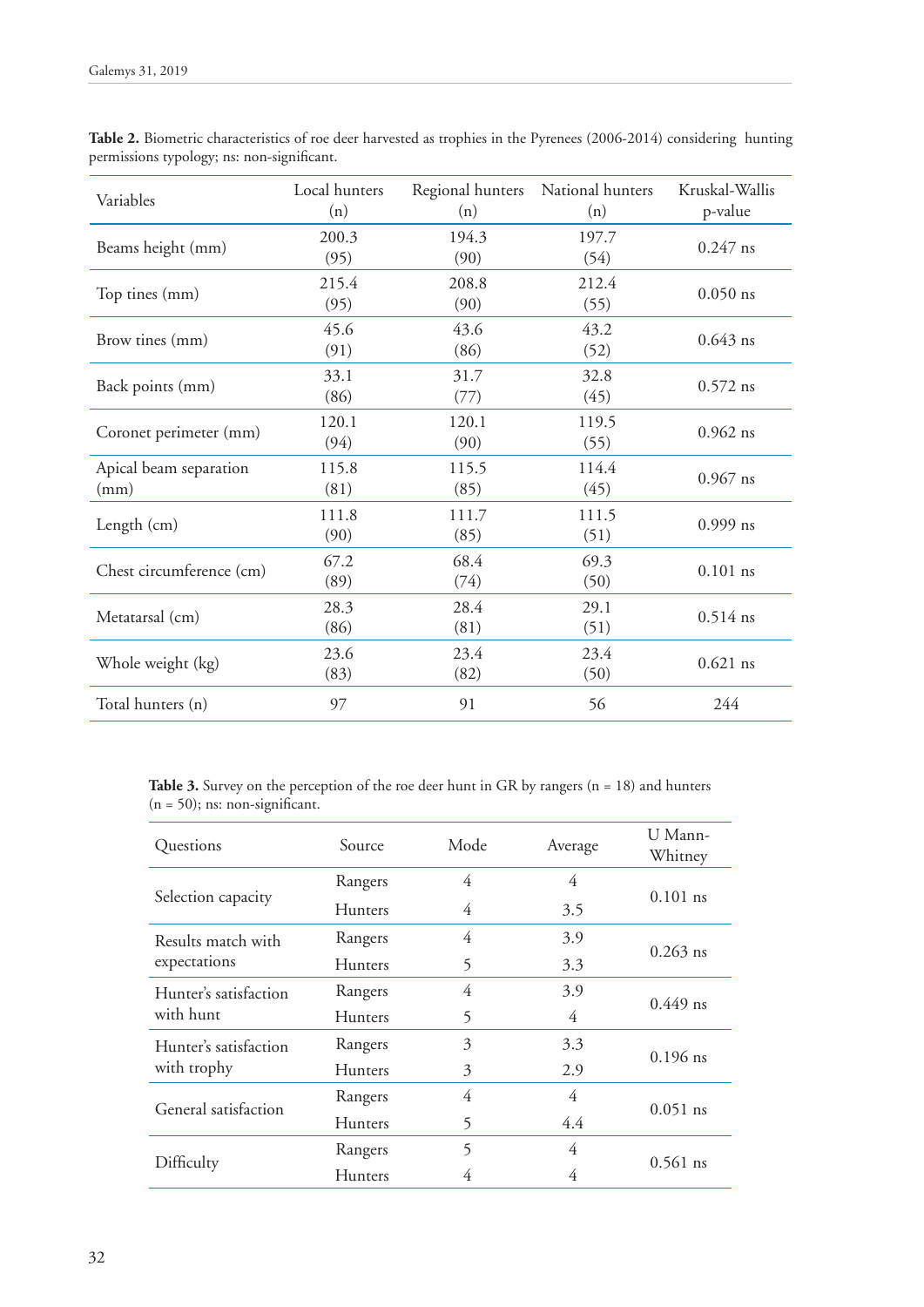**Table 2.** Biometric characteristics of roe deer harvested as trophies in the Pyrenees (2006-2014) considering hunting permissions typology; ns: non-significant.

| Variables | Local hunters (n) | Regional hunters (n) | National hunters (n) | Kruskal-Wallis p-value |
|---|---|---|---|---|
| Beams height (mm) | 200.3 (95) | 194.3 (90) | 197.7 (54) | 0.247 ns |
| Top tines (mm) | 215.4 (95) | 208.8 (90) | 212.4 (55) | 0.050 ns |
| Brow tines (mm) | 45.6 (91) | 43.6 (86) | 43.2 (52) | 0.643 ns |
| Back points (mm) | 33.1 (86) | 31.7 (77) | 32.8 (45) | 0.572 ns |
| Coronet perimeter (mm) | 120.1 (94) | 120.1 (90) | 119.5 (55) | 0.962 ns |
| Apical beam separation (mm) | 115.8 (81) | 115.5 (85) | 114.4 (45) | 0.967 ns |
| Length (cm) | 111.8 (90) | 111.7 (85) | 111.5 (51) | 0.999 ns |
| Chest circumference (cm) | 67.2 (89) | 68.4 (74) | 69.3 (50) | 0.101 ns |
| Metatarsal (cm) | 28.3 (86) | 28.4 (81) | 29.1 (51) | 0.514 ns |
| Whole weight (kg) | 23.6 (83) | 23.4 (82) | 23.4 (50) | 0.621 ns |
| Total hunters (n) | 97 | 91 | 56 | 244 |

**Table 3.** Survey on the perception of the roe deer hunt in GR by rangers (n = 18) and hunters (n = 50); ns: non-significant.

| Questions | Source | Mode | Average | U Mann-Whitney |
|---|---|---|---|---|
| Selection capacity | Rangers | 4 | 4 | 0.101 ns |
| | Hunters | 4 | 3.5 | |
| Results match with expectations | Rangers | 4 | 3.9 | 0.263 ns |
| | Hunters | 5 | 3.3 | |
| Hunter's satisfaction with hunt | Rangers | 4 | 3.9 | 0.449 ns |
| | Hunters | 5 | 4 | |
| Hunter's satisfaction with trophy | Rangers | 3 | 3.3 | 0.196 ns |
| | Hunters | 3 | 2.9 | |
| General satisfaction | Rangers | 4 | 4 | 0.051 ns |
| | Hunters | 5 | 4.4 | |
| Difficulty | Rangers | 5 | 4 | 0.561 ns |
| | Hunters | 4 | 4 | |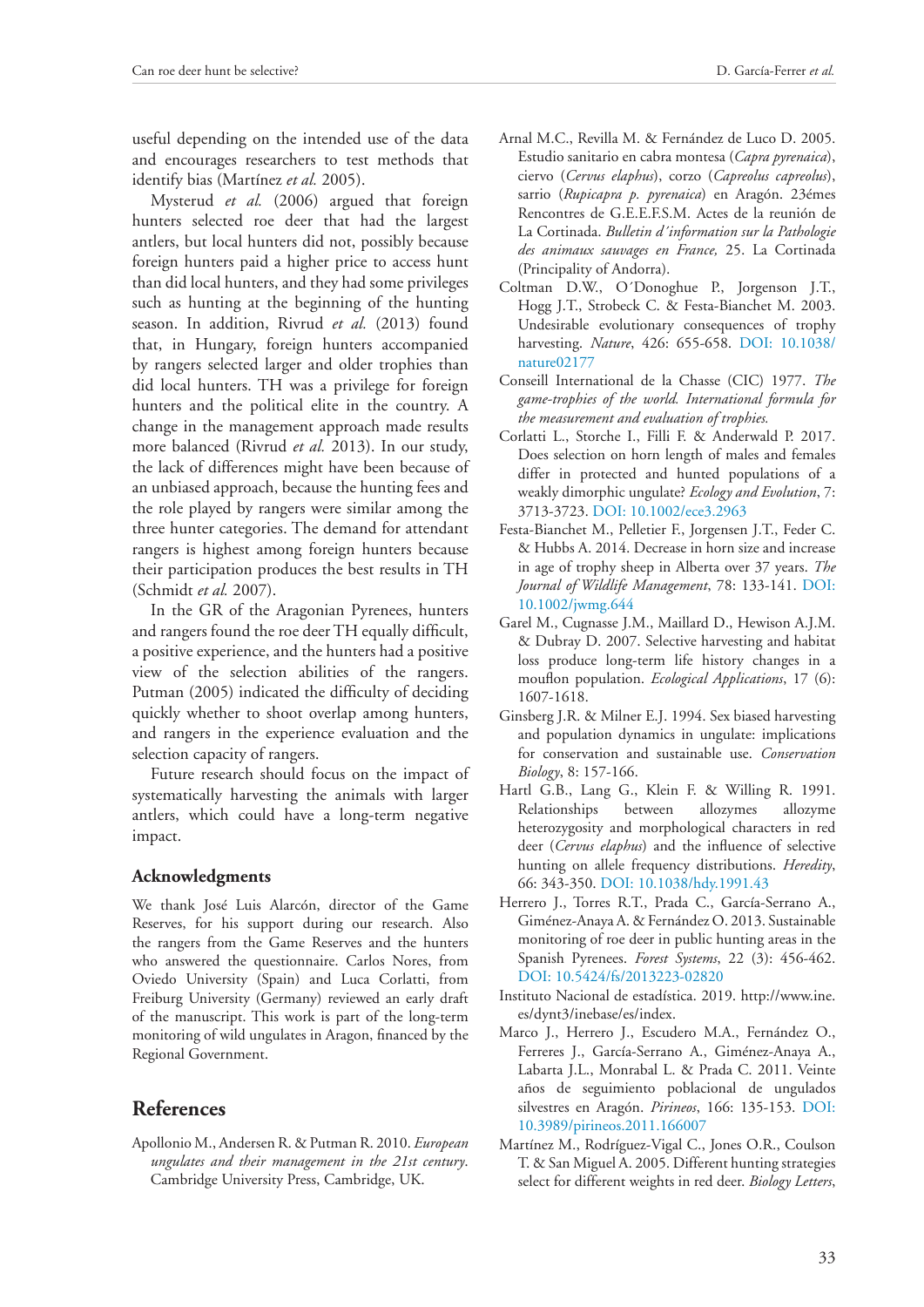useful depending on the intended use of the data and encourages researchers to test methods that identify bias (Martínez *et al.* 2005).

Mysterud *et al.* (2006) argued that foreign hunters selected roe deer that had the largest antlers, but local hunters did not, possibly because foreign hunters paid a higher price to access hunt than did local hunters, and they had some privileges such as hunting at the beginning of the hunting season. In addition, Rivrud *et al.* (2013) found that, in Hungary, foreign hunters accompanied by rangers selected larger and older trophies than did local hunters. TH was a privilege for foreign hunters and the political elite in the country. A change in the management approach made results more balanced (Rivrud *et al.* 2013). In our study, the lack of differences might have been because of an unbiased approach, because the hunting fees and the role played by rangers were similar among the three hunter categories. The demand for attendant rangers is highest among foreign hunters because their participation produces the best results in TH (Schmidt *et al.* 2007).

In the GR of the Aragonian Pyrenees, hunters and rangers found the roe deer TH equally difficult, a positive experience, and the hunters had a positive view of the selection abilities of the rangers. Putman (2005) indicated the difficulty of deciding quickly whether to shoot overlap among hunters, and rangers in the experience evaluation and the selection capacity of rangers.

Future research should focus on the impact of systematically harvesting the animals with larger antlers, which could have a long-term negative impact.

## Acknowledgments

We thank José Luis Alarcón, director of the Game Reserves, for his support during our research. Also the rangers from the Game Reserves and the hunters who answered the questionnaire. Carlos Nores, from Oviedo University (Spain) and Luca Corlatti, from Freiburg University (Germany) reviewed an early draft of the manuscript. This work is part of the long-term monitoring of wild ungulates in Aragon, financed by the Regional Government.

## References

Apollonio M., Andersen R. & Putman R. 2010. *European ungulates and their management in the 21st century*. Cambridge University Press, Cambridge, UK.

Arnal M.C., Revilla M. & Fernández de Luco D. 2005. Estudio sanitario en cabra montesa (*Capra pyrenaica*), ciervo (*Cervus elaphus*), corzo (*Capreolus capreolus*), sarrio (*Rupicapra p. pyrenaica*) en Aragón. 23émes Rencontres de G.E.E.F.S.M. Actes de la reunión de La Cortinada. *Bulletin d´information sur la Pathologie des animaux sauvages en France,* 25. La Cortinada (Principality of Andorra).

Coltman D.W., O´Donoghue P., Jorgenson J.T., Hogg J.T., Strobeck C. & Festa-Bianchet M. 2003. Undesirable evolutionary consequences of trophy harvesting. *Nature*, 426: 655-658. DOI: 10.1038/nature02177

Conseill International de la Chasse (CIC) 1977. *The game-trophies of the world. International formula for the measurement and evaluation of trophies.*

Corlatti L., Storche I., Filli F. & Anderwald P. 2017. Does selection on horn length of males and females differ in protected and hunted populations of a weakly dimorphic ungulate? *Ecology and Evolution*, 7: 3713-3723. DOI: 10.1002/ece3.2963

Festa-Bianchet M., Pelletier F., Jorgensen J.T., Feder C. & Hubbs A. 2014. Decrease in horn size and increase in age of trophy sheep in Alberta over 37 years. *The Journal of Wildlife Management*, 78: 133-141. DOI: 10.1002/jwmg.644

Garel M., Cugnasse J.M., Maillard D., Hewison A.J.M. & Dubray D. 2007. Selective harvesting and habitat loss produce long-term life history changes in a mouflon population. *Ecological Applications*, 17 (6): 1607-1618.

Ginsberg J.R. & Milner E.J. 1994. Sex biased harvesting and population dynamics in ungulate: implications for conservation and sustainable use. *Conservation Biology*, 8: 157-166.

Hartl G.B., Lang G., Klein F. & Willing R. 1991. Relationships between allozymes allozyme heterozygosity and morphological characters in red deer (*Cervus elaphus*) and the influence of selective hunting on allele frequency distributions. *Heredity*, 66: 343-350. DOI: 10.1038/hdy.1991.43

Herrero J., Torres R.T., Prada C., García-Serrano A., Giménez-Anaya A. & Fernández O. 2013. Sustainable monitoring of roe deer in public hunting areas in the Spanish Pyrenees. *Forest Systems*, 22 (3): 456-462. DOI: 10.5424/fs/2013223-02820

Instituto Nacional de estadística. 2019. http://www.ine.es/dynt3/inebase/es/index.

Marco J., Herrero J., Escudero M.A., Fernández O., Ferreres J., García-Serrano A., Giménez-Anaya A., Labarta J.L., Monrabal L. & Prada C. 2011. Veinte años de seguimiento poblacional de ungulados silvestres en Aragón. *Pirineos*, 166: 135-153. DOI: 10.3989/pirineos.2011.166007

Martínez M., Rodríguez-Vigal C., Jones O.R., Coulson T. & San Miguel A. 2005. Different hunting strategies select for different weights in red deer. *Biology Letters*,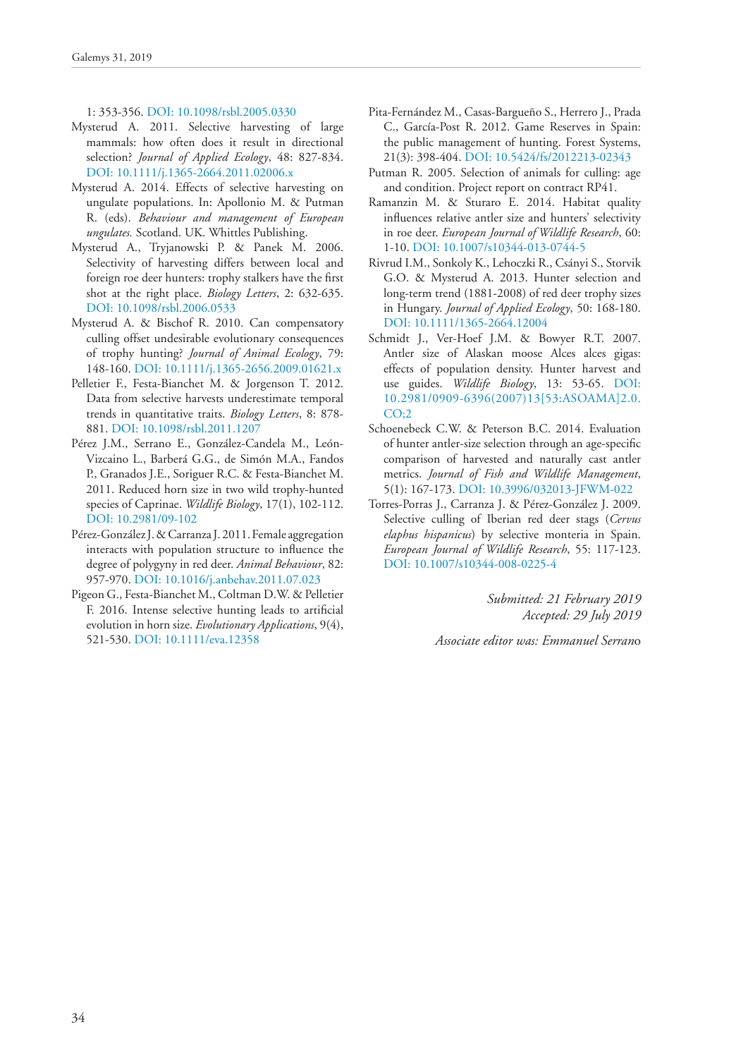1: 353-356. DOI: 10.1098/rsbl.2005.0330

Mysterud A. 2011. Selective harvesting of large mammals: how often does it result in directional selection? *Journal of Applied Ecology*, 48: 827-834. DOI: 10.1111/j.1365-2664.2011.02006.x

Mysterud A. 2014. Effects of selective harvesting on ungulate populations. In: Apollonio M. & Putman R. (eds). *Behaviour and management of European ungulates.* Scotland. UK. Whittles Publishing.

Mysterud A., Tryjanowski P. & Panek M. 2006. Selectivity of harvesting differs between local and foreign roe deer hunters: trophy stalkers have the first shot at the right place. *Biology Letters*, 2: 632-635. DOI: 10.1098/rsbl.2006.0533

Mysterud A. & Bischof R. 2010. Can compensatory culling offset undesirable evolutionary consequences of trophy hunting? *Journal of Animal Ecology*, 79: 148-160. DOI: 10.1111/j.1365-2656.2009.01621.x

Pelletier F., Festa-Bianchet M. & Jorgenson T. 2012. Data from selective harvests underestimate temporal trends in quantitative traits. *Biology Letters*, 8: 878-881. DOI: 10.1098/rsbl.2011.1207

Pérez J.M., Serrano E., González-Candela M., León-Vizcaino L., Barberá G.G., de Simón M.A., Fandos P., Granados J.E., Soriguer R.C. & Festa-Bianchet M. 2011. Reduced horn size in two wild trophy-hunted species of Caprinae. *Wildlife Biology*, 17(1), 102-112. DOI: 10.2981/09-102

Pérez-González J. & Carranza J. 2011. Female aggregation interacts with population structure to influence the degree of polygyny in red deer. *Animal Behaviour*, 82: 957-970. DOI: 10.1016/j.anbehav.2011.07.023

Pigeon G., Festa-Bianchet M., Coltman D.W. & Pelletier F. 2016. Intense selective hunting leads to artificial evolution in horn size. *Evolutionary Applications*, 9(4), 521-530. DOI: 10.1111/eva.12358

Pita-Fernández M., Casas-Bargueño S., Herrero J., Prada C., García-Post R. 2012. Game Reserves in Spain: the public management of hunting. Forest Systems, 21(3): 398-404. DOI: 10.5424/fs/2012213-02343

Putman R. 2005. Selection of animals for culling: age and condition. Project report on contract RP41.

Ramanzin M. & Sturaro E. 2014. Habitat quality influences relative antler size and hunters' selectivity in roe deer. *European Journal of Wildlife Research*, 60: 1-10. DOI: 10.1007/s10344-013-0744-5

Rivrud I.M., Sonkoly K., Lehoczki R., Csányi S., Storvik G.O. & Mysterud A. 2013. Hunter selection and long-term trend (1881-2008) of red deer trophy sizes in Hungary. *Journal of Applied Ecology*, 50: 168-180. DOI: 10.1111/1365-2664.12004

Schmidt J., Ver-Hoef J.M. & Bowyer R.T. 2007. Antler size of Alaskan moose Alces alces gigas: effects of population density. Hunter harvest and use guides. *Wildlife Biology*, 13: 53-65. DOI: 10.2981/0909-6396(2007)13[53:ASOAMA]2.0.CO;2

Schoenebeck C.W. & Peterson B.C. 2014. Evaluation of hunter antler-size selection through an age-specific comparison of harvested and naturally cast antler metrics. *Journal of Fish and Wildlife Management*, 5(1): 167-173. DOI: 10.3996/032013-JFWM-022

Torres-Porras J., Carranza J. & Pérez-González J. 2009. Selective culling of Iberian red deer stags (*Cervus elaphus hispanicus*) by selective monteria in Spain. *European Journal of Wildlife Research*, 55: 117-123. DOI: 10.1007/s10344-008-0225-4

*Submitted: 21 February 2019*
*Accepted: 29 July 2019*

*Associate editor was: Emmanuel Serrano*